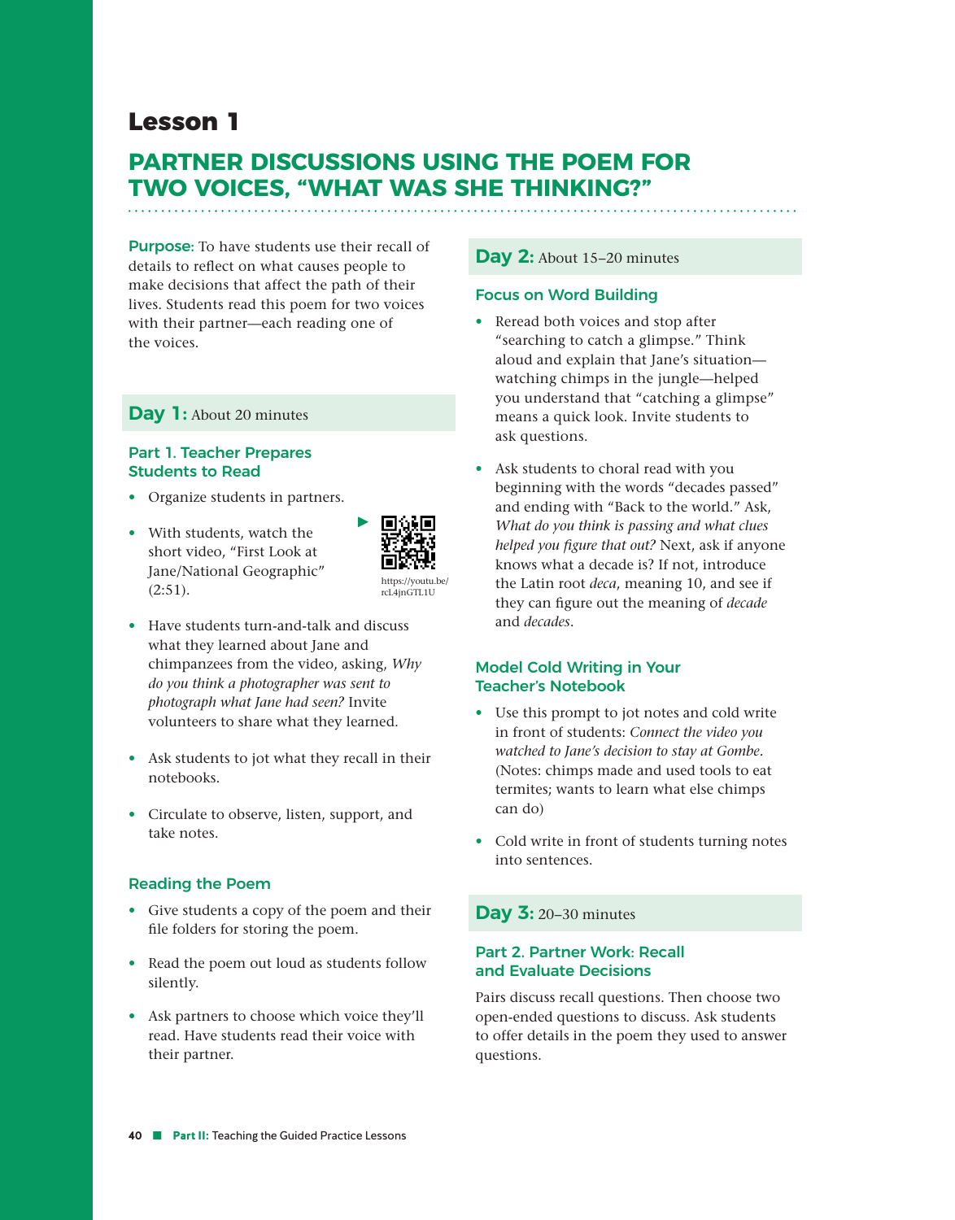# Lesson 1

## PARTNER DISCUSSIONS USING THE POEM FOR TWO VOICES, "WHAT WAS SHE THINKING?"

**Purpose:** To have students use their recall of details to reflect on what causes people to make decisions that affect the path of their lives. Students read this poem for two voices with their partner—each reading one of the voices.

### Day 1: About 20 minutes

#### Part 1. Teacher Prepares Students to Read

- Organize students in partners.
- With students, watch the short video, "First Look at Jane/National Geographic" (2:51).

https://youtu.be/rcL4jnGTL1U

- Have students turn-and-talk and discuss what they learned about Jane and chimpanzees from the video, asking, *Why do you think a photographer was sent to photograph what Jane had seen?* Invite volunteers to share what they learned.
- Ask students to jot what they recall in their notebooks.
- Circulate to observe, listen, support, and take notes.

#### Reading the Poem

- Give students a copy of the poem and their file folders for storing the poem.
- Read the poem out loud as students follow silently.
- Ask partners to choose which voice they'll read. Have students read their voice with their partner.

### Day 2: About 15–20 minutes

#### Focus on Word Building

- Reread both voices and stop after "searching to catch a glimpse." Think aloud and explain that Jane's situation—watching chimps in the jungle—helped you understand that "catching a glimpse" means a quick look. Invite students to ask questions.
- Ask students to choral read with you beginning with the words "decades passed" and ending with "Back to the world." Ask, *What do you think is passing and what clues helped you figure that out?* Next, ask if anyone knows what a decade is? If not, introduce the Latin root *deca*, meaning 10, and see if they can figure out the meaning of *decade* and *decades*.

#### Model Cold Writing in Your Teacher's Notebook

- Use this prompt to jot notes and cold write in front of students: *Connect the video you watched to Jane's decision to stay at Gombe.* (Notes: chimps made and used tools to eat termites; wants to learn what else chimps can do)
- Cold write in front of students turning notes into sentences.

### Day 3: 20–30 minutes

#### Part 2. Partner Work: Recall and Evaluate Decisions

Pairs discuss recall questions. Then choose two open-ended questions to discuss. Ask students to offer details in the poem they used to answer questions.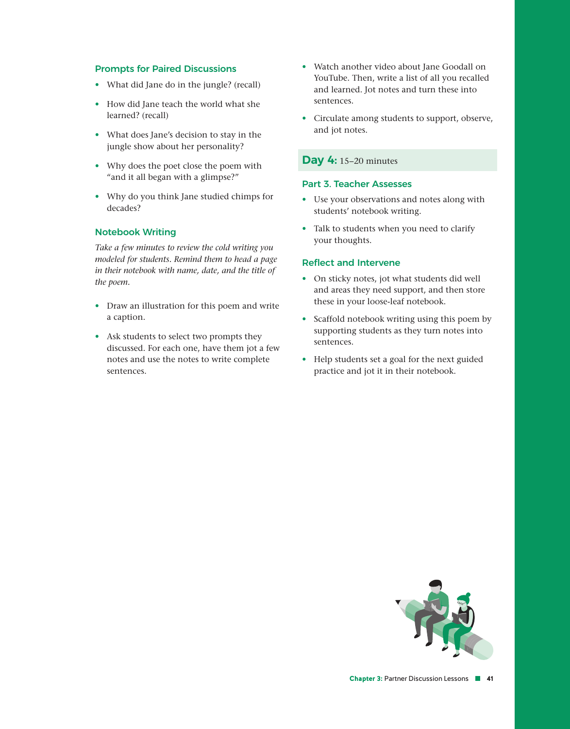### Prompts for Paired Discussions

- What did Jane do in the jungle? (recall)
- How did Jane teach the world what she learned? (recall)
- What does Jane's decision to stay in the jungle show about her personality?
- Why does the poet close the poem with "and it all began with a glimpse?"
- Why do you think Jane studied chimps for decades?

### Notebook Writing

*Take a few minutes to review the cold writing you modeled for students. Remind them to head a page in their notebook with name, date, and the title of the poem.*

- Draw an illustration for this poem and write a caption.
- Ask students to select two prompts they discussed. For each one, have them jot a few notes and use the notes to write complete sentences.
- Watch another video about Jane Goodall on YouTube. Then, write a list of all you recalled and learned. Jot notes and turn these into sentences.
- Circulate among students to support, observe, and jot notes.

## Day 4: 15–20 minutes

### Part 3. Teacher Assesses

- Use your observations and notes along with students' notebook writing.
- Talk to students when you need to clarify your thoughts.

### Reflect and Intervene

- On sticky notes, jot what students did well and areas they need support, and then store these in your loose-leaf notebook.
- Scaffold notebook writing using this poem by supporting students as they turn notes into sentences.
- Help students set a goal for the next guided practice and jot it in their notebook.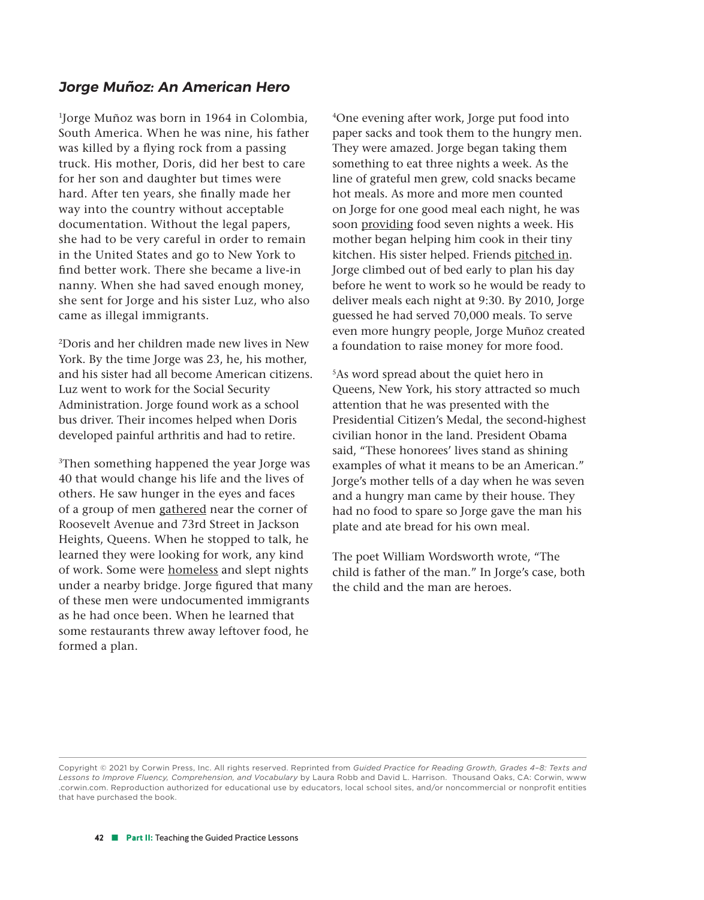## *Jorge Muñoz: An American Hero*

[1]Jorge Muñoz was born in 1964 in Colombia, South America. When he was nine, his father was killed by a flying rock from a passing truck. His mother, Doris, did her best to care for her son and daughter but times were hard. After ten years, she finally made her way into the country without acceptable documentation. Without the legal papers, she had to be very careful in order to remain in the United States and go to New York to find better work. There she became a live-in nanny. When she had saved enough money, she sent for Jorge and his sister Luz, who also came as illegal immigrants.

[2]Doris and her children made new lives in New York. By the time Jorge was 23, he, his mother, and his sister had all become American citizens. Luz went to work for the Social Security Administration. Jorge found work as a school bus driver. Their incomes helped when Doris developed painful arthritis and had to retire.

[3]Then something happened the year Jorge was 40 that would change his life and the lives of others. He saw hunger in the eyes and faces of a group of men <u>gathered</u> near the corner of Roosevelt Avenue and 73rd Street in Jackson Heights, Queens. When he stopped to talk, he learned they were looking for work, any kind of work. Some were <u>homeless</u> and slept nights under a nearby bridge. Jorge figured that many of these men were undocumented immigrants as he had once been. When he learned that some restaurants threw away leftover food, he formed a plan.

[4]One evening after work, Jorge put food into paper sacks and took them to the hungry men. They were amazed. Jorge began taking them something to eat three nights a week. As the line of grateful men grew, cold snacks became hot meals. As more and more men counted on Jorge for one good meal each night, he was soon <u>providing</u> food seven nights a week. His mother began helping him cook in their tiny kitchen. His sister helped. Friends <u>pitched in</u>. Jorge climbed out of bed early to plan his day before he went to work so he would be ready to deliver meals each night at 9:30. By 2010, Jorge guessed he had served 70,000 meals. To serve even more hungry people, Jorge Muñoz created a foundation to raise money for more food.

[5]As word spread about the quiet hero in Queens, New York, his story attracted so much attention that he was presented with the Presidential Citizen's Medal, the second-highest civilian honor in the land. President Obama said, "These honorees' lives stand as shining examples of what it means to be an American." Jorge's mother tells of a day when he was seven and a hungry man came by their house. They had no food to spare so Jorge gave the man his plate and ate bread for his own meal.

The poet William Wordsworth wrote, "The child is father of the man." In Jorge's case, both the child and the man are heroes.

Copyright © 2021 by Corwin Press, Inc. All rights reserved. Reprinted from *Guided Practice for Reading Growth, Grades 4–8: Texts and Lessons to Improve Fluency, Comprehension, and Vocabulary* by Laura Robb and David L. Harrison. Thousand Oaks, CA: Corwin, www.corwin.com. Reproduction authorized for educational use by educators, local school sites, and/or noncommercial or nonprofit entities that have purchased the book.